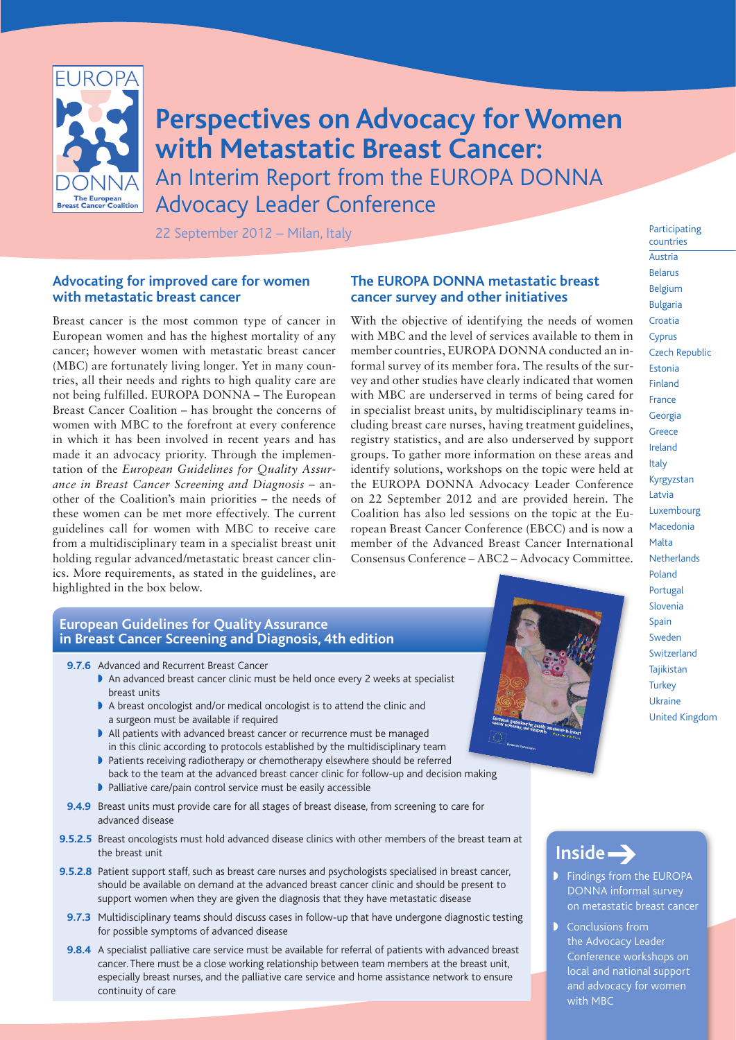# Perspectives on Advocacy for Women with Metastatic Breast Cancer:

## An Interim Report from the EUROPA DONNA Advocacy Leader Conference

22 September 2012 – Milan, Italy

### Advocating for improved care for women with metastatic breast cancer

Breast cancer is the most common type of cancer in European women and has the highest mortality of any cancer; however women with metastatic breast cancer (MBC) are fortunately living longer. Yet in many countries, all their needs and rights to high quality care are not being fulfilled. EUROPA DONNA – The European Breast Cancer Coalition – has brought the concerns of women with MBC to the forefront at every conference in which it has been involved in recent years and has made it an advocacy priority. Through the implementation of the *European Guidelines for Quality Assurance in Breast Cancer Screening and Diagnosis* – another of the Coalition's main priorities – the needs of these women can be met more effectively. The current guidelines call for women with MBC to receive care from a multidisciplinary team in a specialist breast unit holding regular advanced/metastatic breast cancer clinics. More requirements, as stated in the guidelines, are highlighted in the box below.

### The EUROPA DONNA metastatic breast cancer survey and other initiatives

With the objective of identifying the needs of women with MBC and the level of services available to them in member countries, EUROPA DONNA conducted an informal survey of its member fora. The results of the survey and other studies have clearly indicated that women with MBC are underserved in terms of being cared for in specialist breast units, by multidisciplinary teams including breast care nurses, having treatment guidelines, registry statistics, and are also underserved by support groups. To gather more information on these areas and identify solutions, workshops on the topic were held at the EUROPA DONNA Advocacy Leader Conference on 22 September 2012 and are provided herein. The Coalition has also led sessions on the topic at the European Breast Cancer Conference (EBCC) and is now a member of the Advanced Breast Cancer International Consensus Conference – ABC2 – Advocacy Committee.

### European Guidelines for Quality Assurance in Breast Cancer Screening and Diagnosis, 4th edition

**9.7.6** Advanced and Recurrent Breast Cancer

- An advanced breast cancer clinic must be held once every 2 weeks at specialist breast units
- A breast oncologist and/or medical oncologist is to attend the clinic and a surgeon must be available if required
- All patients with advanced breast cancer or recurrence must be managed in this clinic according to protocols established by the multidisciplinary team
- Patients receiving radiotherapy or chemotherapy elsewhere should be referred back to the team at the advanced breast cancer clinic for follow-up and decision making
- Palliative care/pain control service must be easily accessible

**9.4.9** Breast units must provide care for all stages of breast disease, from screening to care for advanced disease

**9.5.2.5** Breast oncologists must hold advanced disease clinics with other members of the breast team at the breast unit

**9.5.2.8** Patient support staff, such as breast care nurses and psychologists specialised in breast cancer, should be available on demand at the advanced breast cancer clinic and should be present to support women when they are given the diagnosis that they have metastatic disease

**9.7.3** Multidisciplinary teams should discuss cases in follow-up that have undergone diagnostic testing for possible symptoms of advanced disease

**9.8.4** A specialist palliative care service must be available for referral of patients with advanced breast cancer. There must be a close working relationship between team members at the breast unit, especially breast nurses, and the palliative care service and home assistance network to ensure continuity of care

**Participating countries**

Austria
Belarus
Belgium
Bulgaria
Croatia
Cyprus
Czech Republic
Estonia
Finland
France
Georgia
Greece
Ireland
Italy
Kyrgyzstan
Latvia
Luxembourg
Macedonia
Malta
Netherlands
Poland
Portugal
Slovenia
Spain
Sweden
Switzerland
Tajikistan
Turkey
Ukraine
United Kingdom

**Inside**

- Findings from the EUROPA DONNA informal survey on metastatic breast cancer
- Conclusions from the Advocacy Leader Conference workshops on local and national support and advocacy for women with MBC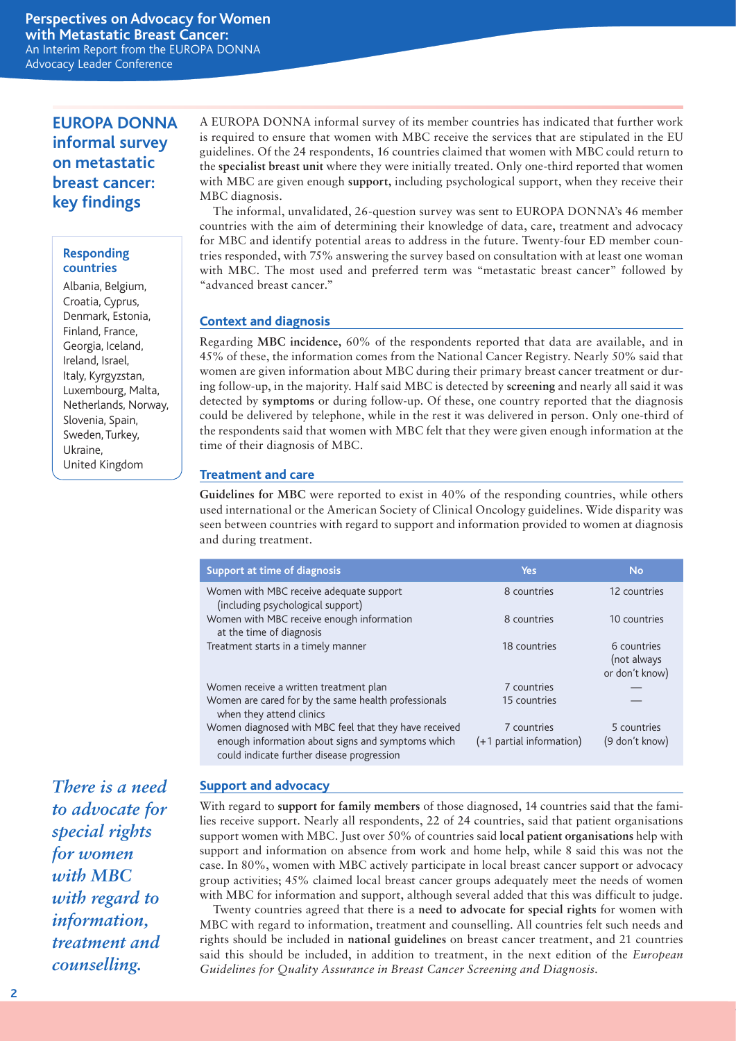## EUROPA DONNA informal survey on metastatic breast cancer: key findings

### Responding countries

Albania, Belgium, Croatia, Cyprus, Denmark, Estonia, Finland, France, Georgia, Iceland, Ireland, Israel, Italy, Kyrgyzstan, Luxembourg, Malta, Netherlands, Norway, Slovenia, Spain, Sweden, Turkey, Ukraine, United Kingdom

A EUROPA DONNA informal survey of its member countries has indicated that further work is required to ensure that women with MBC receive the services that are stipulated in the EU guidelines. Of the 24 respondents, 16 countries claimed that women with MBC could return to the **specialist breast unit** where they were initially treated. Only one-third reported that women with MBC are given enough **support,** including psychological support, when they receive their MBC diagnosis.

The informal, unvalidated, 26-question survey was sent to EUROPA DONNA's 46 member countries with the aim of determining their knowledge of data, care, treatment and advocacy for MBC and identify potential areas to address in the future. Twenty-four ED member countries responded, with 75% answering the survey based on consultation with at least one woman with MBC. The most used and preferred term was "metastatic breast cancer" followed by "advanced breast cancer."

### Context and diagnosis

Regarding **MBC incidence,** 60% of the respondents reported that data are available, and in 45% of these, the information comes from the National Cancer Registry. Nearly 50% said that women are given information about MBC during their primary breast cancer treatment or during follow-up, in the majority. Half said MBC is detected by **screening** and nearly all said it was detected by **symptoms** or during follow-up. Of these, one country reported that the diagnosis could be delivered by telephone, while in the rest it was delivered in person. Only one-third of the respondents said that women with MBC felt that they were given enough information at the time of their diagnosis of MBC.

### Treatment and care

**Guidelines for MBC** were reported to exist in 40% of the responding countries, while others used international or the American Society of Clinical Oncology guidelines. Wide disparity was seen between countries with regard to support and information provided to women at diagnosis and during treatment.

| Support at time of diagnosis | Yes | No |
|---|---|---|
| Women with MBC receive adequate support (including psychological support) | 8 countries | 12 countries |
| Women with MBC receive enough information at the time of diagnosis | 8 countries | 10 countries |
| Treatment starts in a timely manner | 18 countries | 6 countries (not always or don't know) |
| Women receive a written treatment plan | 7 countries | — |
| Women are cared for by the same health professionals when they attend clinics | 15 countries | — |
| Women diagnosed with MBC feel that they have received enough information about signs and symptoms which could indicate further disease progression | 7 countries (+1 partial information) | 5 countries (9 don't know) |

### Support and advocacy

With regard to **support for family members** of those diagnosed, 14 countries said that the families receive support. Nearly all respondents, 22 of 24 countries, said that patient organisations support women with MBC. Just over 50% of countries said **local patient organisations** help with support and information on absence from work and home help, while 8 said this was not the case. In 80%, women with MBC actively participate in local breast cancer support or advocacy group activities; 45% claimed local breast cancer groups adequately meet the needs of women with MBC for information and support, although several added that this was difficult to judge.

Twenty countries agreed that there is a **need to advocate for special rights** for women with MBC with regard to information, treatment and counselling. All countries felt such needs and rights should be included in **national guidelines** on breast cancer treatment, and 21 countries said this should be included, in addition to treatment, in the next edition of the *European Guidelines for Quality Assurance in Breast Cancer Screening and Diagnosis.*

*There is a need to advocate for special rights for women with MBC with regard to information, treatment and counselling.*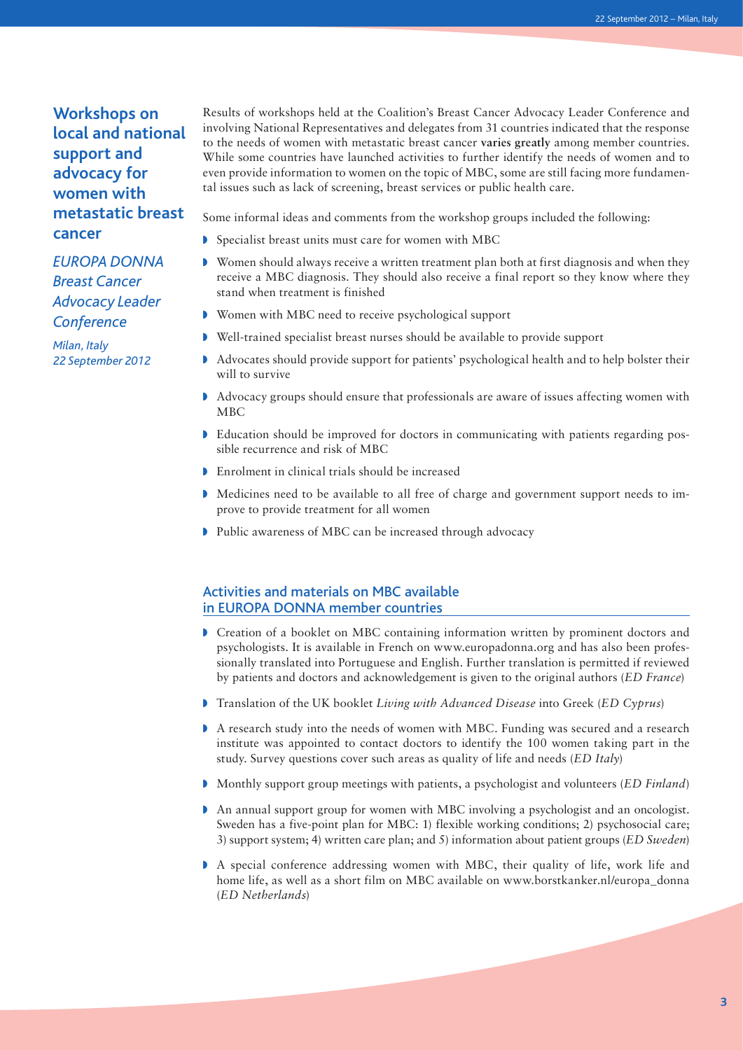## Workshops on local and national support and advocacy for women with metastatic breast cancer

*EUROPA DONNA Breast Cancer Advocacy Leader Conference*

*Milan, Italy 22 September 2012*

Results of workshops held at the Coalition's Breast Cancer Advocacy Leader Conference and involving National Representatives and delegates from 31 countries indicated that the response to the needs of women with metastatic breast cancer **varies greatly** among member countries. While some countries have launched activities to further identify the needs of women and to even provide information to women on the topic of MBC, some are still facing more fundamental issues such as lack of screening, breast services or public health care.

Some informal ideas and comments from the workshop groups included the following:

- Specialist breast units must care for women with MBC
- Women should always receive a written treatment plan both at first diagnosis and when they receive a MBC diagnosis. They should also receive a final report so they know where they stand when treatment is finished
- Women with MBC need to receive psychological support
- Well-trained specialist breast nurses should be available to provide support
- Advocates should provide support for patients' psychological health and to help bolster their will to survive
- Advocacy groups should ensure that professionals are aware of issues affecting women with MBC
- Education should be improved for doctors in communicating with patients regarding possible recurrence and risk of MBC
- Enrolment in clinical trials should be increased
- Medicines need to be available to all free of charge and government support needs to improve to provide treatment for all women
- Public awareness of MBC can be increased through advocacy

### Activities and materials on MBC available in EUROPA DONNA member countries

- Creation of a booklet on MBC containing information written by prominent doctors and psychologists. It is available in French on www.europadonna.org and has also been professionally translated into Portuguese and English. Further translation is permitted if reviewed by patients and doctors and acknowledgement is given to the original authors (*ED France*)
- Translation of the UK booklet *Living with Advanced Disease* into Greek (*ED Cyprus*)
- A research study into the needs of women with MBC. Funding was secured and a research institute was appointed to contact doctors to identify the 100 women taking part in the study. Survey questions cover such areas as quality of life and needs (*ED Italy*)
- Monthly support group meetings with patients, a psychologist and volunteers (*ED Finland*)
- An annual support group for women with MBC involving a psychologist and an oncologist. Sweden has a five-point plan for MBC: 1) flexible working conditions; 2) psychosocial care; 3) support system; 4) written care plan; and 5) information about patient groups (*ED Sweden*)
- A special conference addressing women with MBC, their quality of life, work life and home life, as well as a short film on MBC available on www.borstkanker.nl/europa_donna (*ED Netherlands*)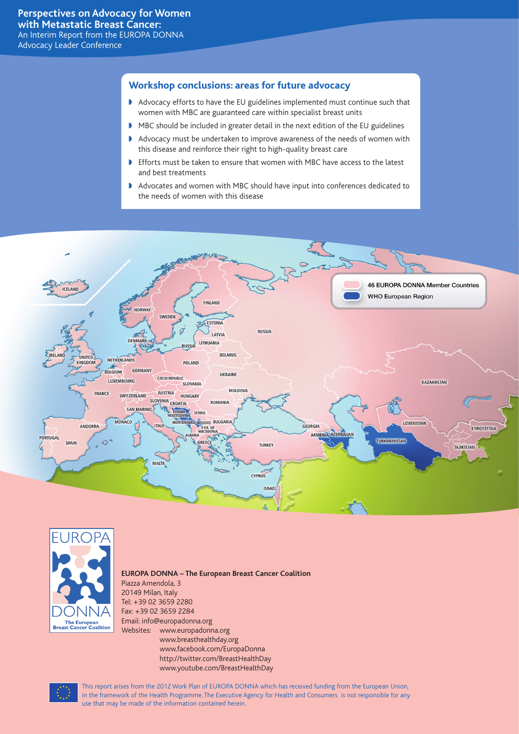## Workshop conclusions: areas for future advocacy

- Advocacy efforts to have the EU guidelines implemented must continue such that women with MBC are guaranteed care within specialist breast units
- MBC should be included in greater detail in the next edition of the EU guidelines
- Advocacy must be undertaken to improve awareness of the needs of women with this disease and reinforce their right to high-quality breast care
- Efforts must be taken to ensure that women with MBC have access to the latest and best treatments
- Advocates and women with MBC should have input into conferences dedicated to the needs of women with this disease

46 EUROPA DONNA Member Countries
WHO European Region

ICELAND
NORWAY
SWEDEN
FINLAND
ESTONIA
RUSSIA
LATVIA
LITHUANIA
DENMARK
RUSSIA
IRELAND
UNITED KINGDOM
NETHERLANDS
BELARUS
POLAND
BELGIUM
GERMANY
LUXEMBOURG
CZECH REPUBLIC
UKRAINE
SLOVAKIA
KAZAKHSTAN
MOLDOVA
FRANCE
SWITZERLAND
AUSTRIA
HUNGARY
SLOVENIA
CROATIA
ROMANIA
SAN MARINO
BOSNIA HERZEGOVINA
SERBIA
MONACO
MONTENEGRO
KOSOVO
BULGARIA
ANDORRA
ITALY
F.Y.R. OF MACEDONIA
GEORGIA
UZBEKISTAN
KYRGYZSTAN
ALBANIA
ARMENIA
AZERBAIJAN
PORTUGAL
SPAIN
GREECE
TURKEY
TURKMENISTAN
TAJIKISTAN
MALTA
CYPRUS
ISRAEL

EUROPA DONNA
The European Breast Cancer Coalition

**EUROPA DONNA – The European Breast Cancer Coalition**
Piazza Amendola, 3
20149 Milan, Italy
Tel: +39 02 3659 2280
Fax: +39 02 3659 2284
Email: info@europadonna.org
Websites: www.europadonna.org
www.breasthealthday.org
www.facebook.com/EuropaDonna
http://twitter.com/BreastHealthDay
www.youtube.com/BreastHealthDay

This report arises from the 2012 Work Plan of EUROPA DONNA which has received funding from the European Union, in the framework of the Health Programme. The Executive Agency for Health and Consumers is not responsible for any use that may be made of the information contained herein.